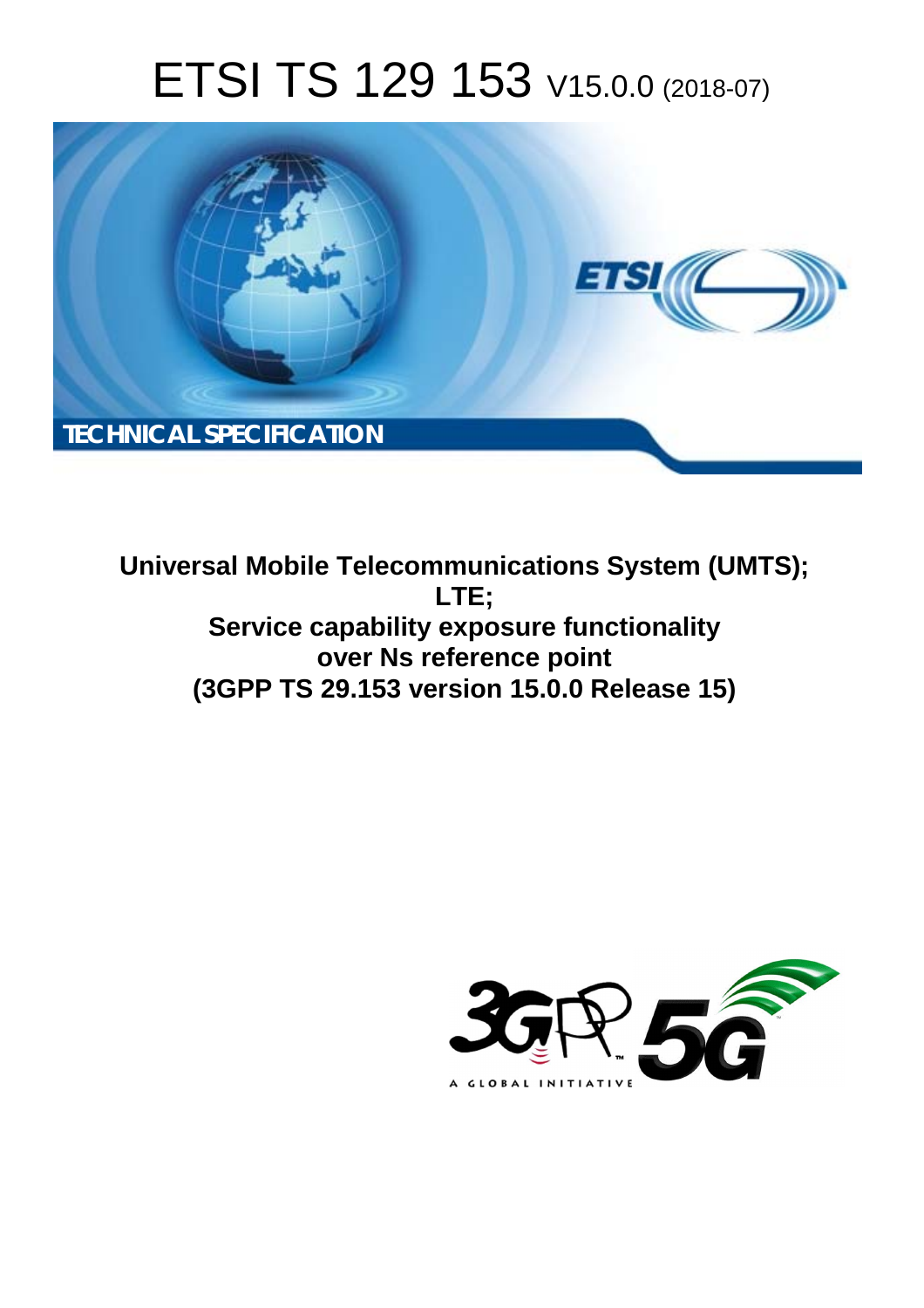# ETSI TS 129 153 V15.0.0 (2018-07)

TECHNICAL SPECIFICATION

**Universal Mobile Telecommunications System (UMTS); LTE; Service capability exposure functionality over Ns reference point (3GPP TS 29.153 version 15.0.0 Release 15)**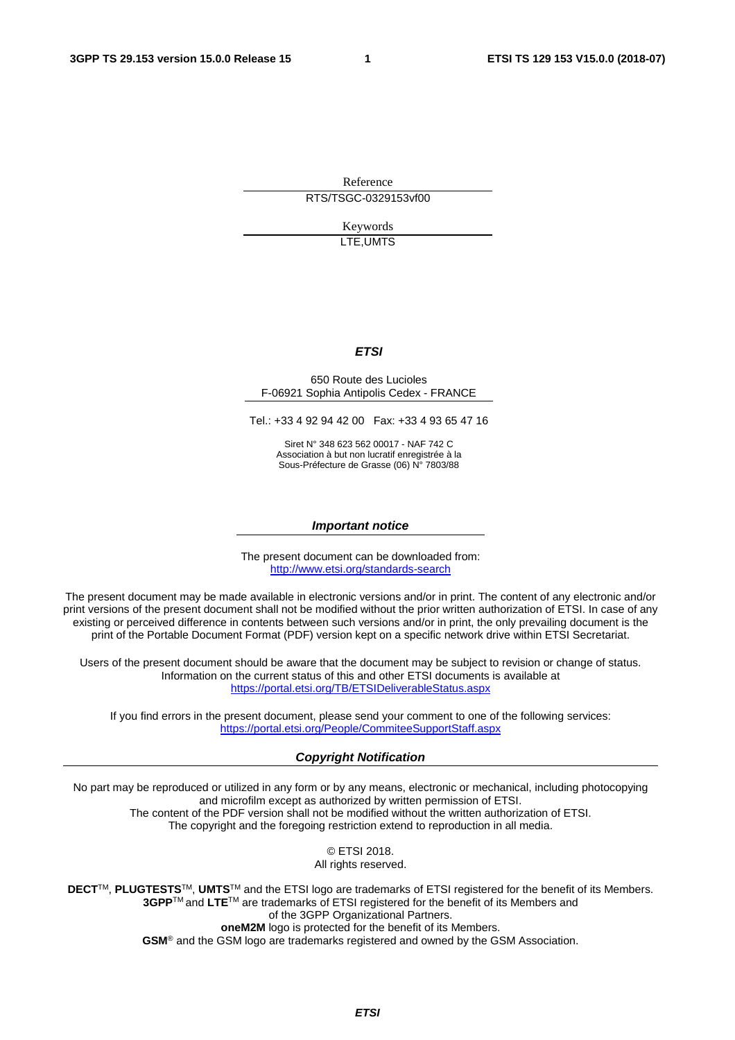Reference

RTS/TSGC-0329153vf00

Keywords

LTE,UMTS

***ETSI***

650 Route des Lucioles
F-06921 Sophia Antipolis Cedex - FRANCE

Tel.: +33 4 92 94 42 00 Fax: +33 4 93 65 47 16

Siret N° 348 623 562 00017 - NAF 742 C
Association à but non lucratif enregistrée à la
Sous-Préfecture de Grasse (06) N° 7803/88

***Important notice***

The present document can be downloaded from:
http://www.etsi.org/standards-search

The present document may be made available in electronic versions and/or in print. The content of any electronic and/or print versions of the present document shall not be modified without the prior written authorization of ETSI. In case of any existing or perceived difference in contents between such versions and/or in print, the only prevailing document is the print of the Portable Document Format (PDF) version kept on a specific network drive within ETSI Secretariat.

Users of the present document should be aware that the document may be subject to revision or change of status. Information on the current status of this and other ETSI documents is available at
https://portal.etsi.org/TB/ETSIDeliverableStatus.aspx

If you find errors in the present document, please send your comment to one of the following services:
https://portal.etsi.org/People/CommiteeSupportStaff.aspx

***Copyright Notification***

No part may be reproduced or utilized in any form or by any means, electronic or mechanical, including photocopying and microfilm except as authorized by written permission of ETSI.
The content of the PDF version shall not be modified without the written authorization of ETSI.
The copyright and the foregoing restriction extend to reproduction in all media.

© ETSI 2018.
All rights reserved.

**DECT**TM, **PLUGTESTS**TM, **UMTS**TM and the ETSI logo are trademarks of ETSI registered for the benefit of its Members.
**3GPP**TM and **LTE**TM are trademarks of ETSI registered for the benefit of its Members and of the 3GPP Organizational Partners.
**oneM2M** logo is protected for the benefit of its Members.
**GSM**® and the GSM logo are trademarks registered and owned by the GSM Association.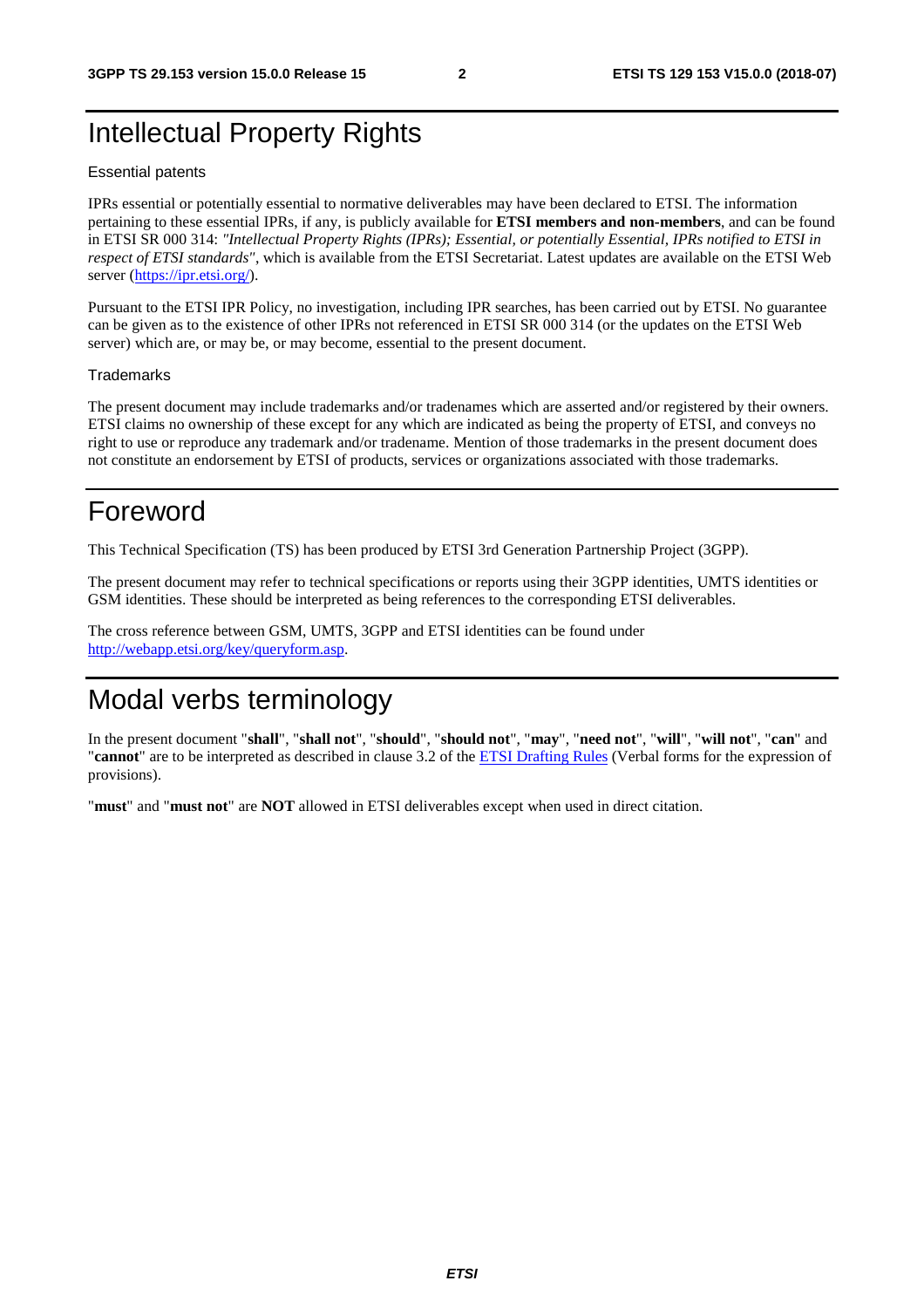# Intellectual Property Rights

Essential patents

IPRs essential or potentially essential to normative deliverables may have been declared to ETSI. The information pertaining to these essential IPRs, if any, is publicly available for **ETSI members and non-members**, and can be found in ETSI SR 000 314: *"Intellectual Property Rights (IPRs); Essential, or potentially Essential, IPRs notified to ETSI in respect of ETSI standards"*, which is available from the ETSI Secretariat. Latest updates are available on the ETSI Web server (https://ipr.etsi.org/).

Pursuant to the ETSI IPR Policy, no investigation, including IPR searches, has been carried out by ETSI. No guarantee can be given as to the existence of other IPRs not referenced in ETSI SR 000 314 (or the updates on the ETSI Web server) which are, or may be, or may become, essential to the present document.

Trademarks

The present document may include trademarks and/or tradenames which are asserted and/or registered by their owners. ETSI claims no ownership of these except for any which are indicated as being the property of ETSI, and conveys no right to use or reproduce any trademark and/or tradename. Mention of those trademarks in the present document does not constitute an endorsement by ETSI of products, services or organizations associated with those trademarks.

# Foreword

This Technical Specification (TS) has been produced by ETSI 3rd Generation Partnership Project (3GPP).

The present document may refer to technical specifications or reports using their 3GPP identities, UMTS identities or GSM identities. These should be interpreted as being references to the corresponding ETSI deliverables.

The cross reference between GSM, UMTS, 3GPP and ETSI identities can be found under http://webapp.etsi.org/key/queryform.asp.

# Modal verbs terminology

In the present document "**shall**", "**shall not**", "**should**", "**should not**", "**may**", "**need not**", "**will**", "**will not**", "**can**" and "**cannot**" are to be interpreted as described in clause 3.2 of the ETSI Drafting Rules (Verbal forms for the expression of provisions).

"**must**" and "**must not**" are **NOT** allowed in ETSI deliverables except when used in direct citation.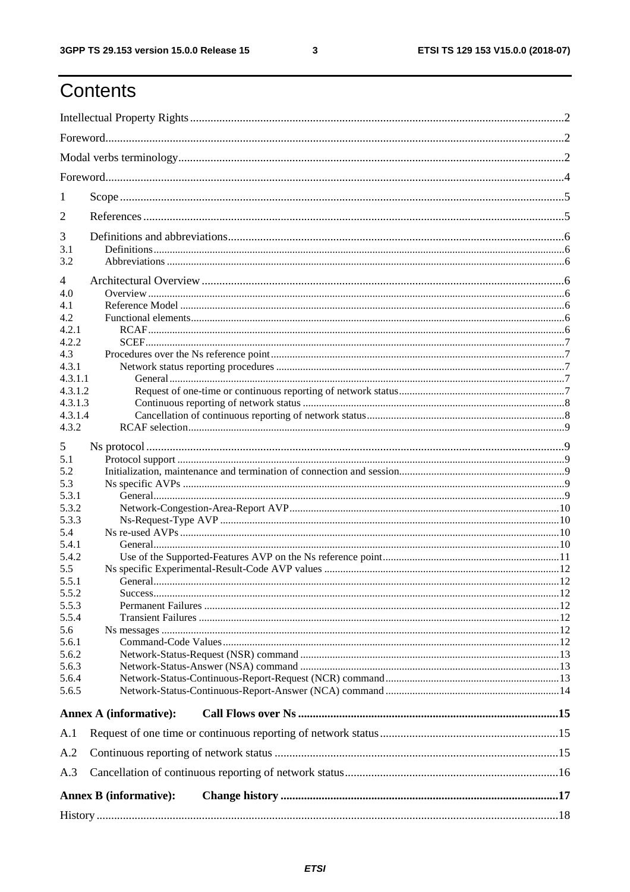# Contents

Intellectual Property Rights ........ 2

Foreword ........ 2

Modal verbs terminology ........ 2

Foreword ........ 4

1 Scope ........ 5

2 References ........ 5

3 Definitions and abbreviations ........ 6
- 3.1 Definitions ........ 6
- 3.2 Abbreviations ........ 6

4 Architectural Overview ........ 6
- 4.0 Overview ........ 6
- 4.1 Reference Model ........ 6
- 4.2 Functional elements ........ 6
  - 4.2.1 RCAF ........ 6
  - 4.2.2 SCEF ........ 7
- 4.3 Procedures over the Ns reference point ........ 7
  - 4.3.1 Network status reporting procedures ........ 7
    - 4.3.1.1 General ........ 7
    - 4.3.1.2 Request of one-time or continuous reporting of network status ........ 7
    - 4.3.1.3 Continuous reporting of network status ........ 8
    - 4.3.1.4 Cancellation of continuous reporting of network status ........ 8
  - 4.3.2 RCAF selection ........ 9

5 Ns protocol ........ 9
- 5.1 Protocol support ........ 9
- 5.2 Initialization, maintenance and termination of connection and session ........ 9
- 5.3 Ns specific AVPs ........ 9
  - 5.3.1 General ........ 9
  - 5.3.2 Network-Congestion-Area-Report AVP ........ 10
  - 5.3.3 Ns-Request-Type AVP ........ 10
- 5.4 Ns re-used AVPs ........ 10
  - 5.4.1 General ........ 10
  - 5.4.2 Use of the Supported-Features AVP on the Ns reference point ........ 11
- 5.5 Ns specific Experimental-Result-Code AVP values ........ 12
  - 5.5.1 General ........ 12
  - 5.5.2 Success ........ 12
  - 5.5.3 Permanent Failures ........ 12
  - 5.5.4 Transient Failures ........ 12
- 5.6 Ns messages ........ 12
  - 5.6.1 Command-Code Values ........ 12
  - 5.6.2 Network-Status-Request (NSR) command ........ 13
  - 5.6.3 Network-Status-Answer (NSA) command ........ 13
  - 5.6.4 Network-Status-Continuous-Report-Request (NCR) command ........ 13
  - 5.6.5 Network-Status-Continuous-Report-Answer (NCA) command ........ 14

**Annex A (informative): Call Flows over Ns** ........ 15

A.1 Request of one time or continuous reporting of network status ........ 15

A.2 Continuous reporting of network status ........ 15

A.3 Cancellation of continuous reporting of network status ........ 16

**Annex B (informative): Change history** ........ 17

History ........ 18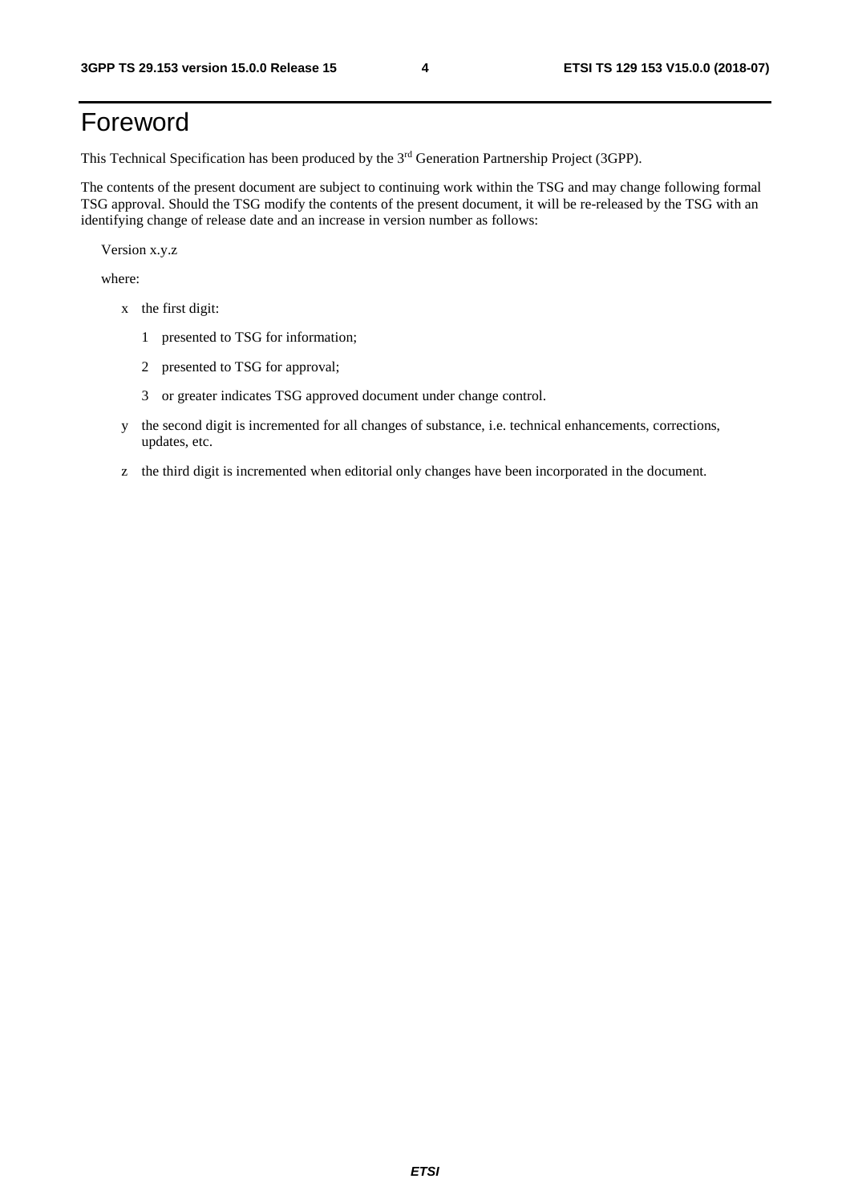# Foreword

This Technical Specification has been produced by the 3rd Generation Partnership Project (3GPP).

The contents of the present document are subject to continuing work within the TSG and may change following formal TSG approval. Should the TSG modify the contents of the present document, it will be re-released by the TSG with an identifying change of release date and an increase in version number as follows:

Version x.y.z

where:

x the first digit:

1 presented to TSG for information;

2 presented to TSG for approval;

3 or greater indicates TSG approved document under change control.

y the second digit is incremented for all changes of substance, i.e. technical enhancements, corrections, updates, etc.

z the third digit is incremented when editorial only changes have been incorporated in the document.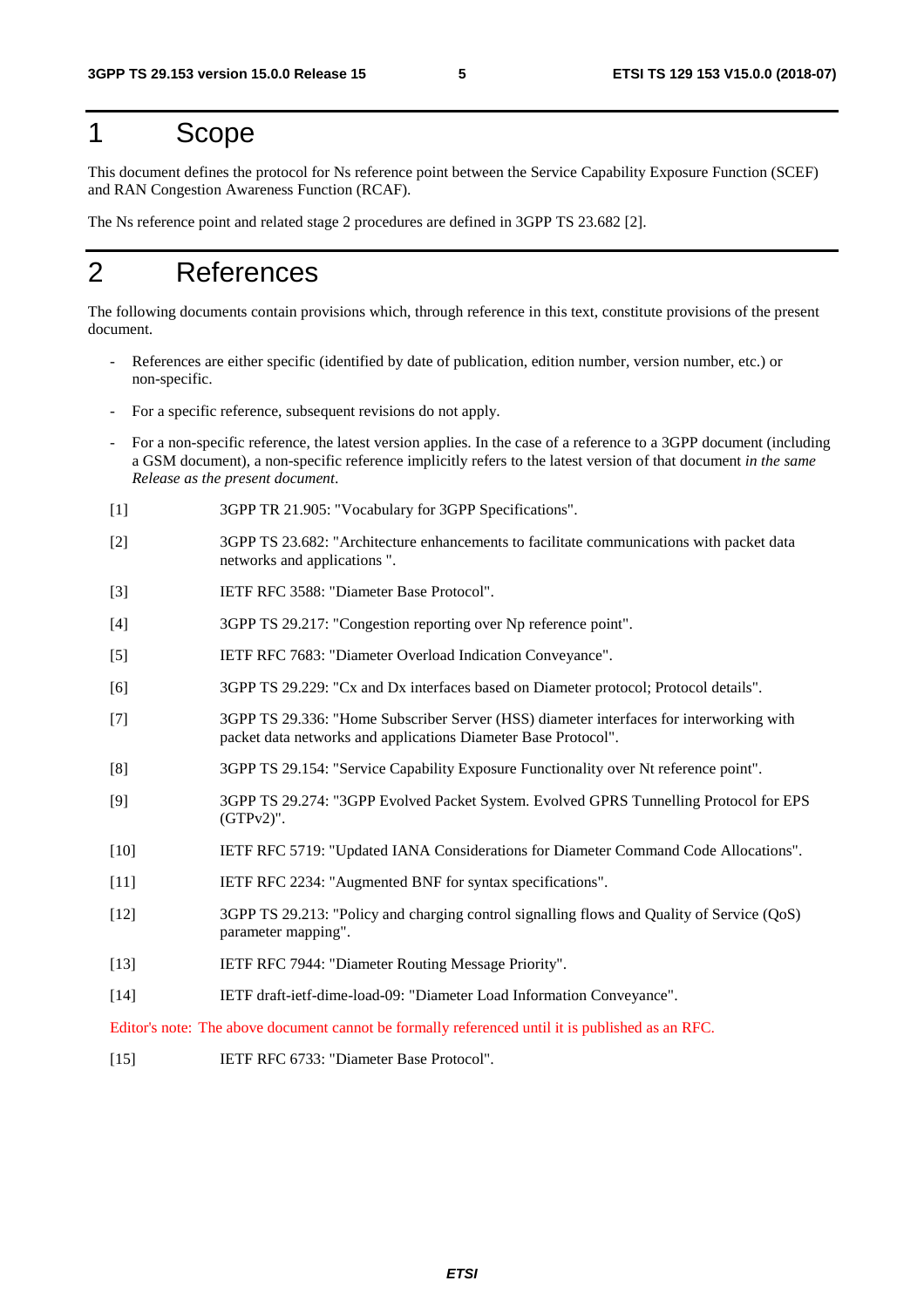# 1 Scope

This document defines the protocol for Ns reference point between the Service Capability Exposure Function (SCEF) and RAN Congestion Awareness Function (RCAF).

The Ns reference point and related stage 2 procedures are defined in 3GPP TS 23.682 [2].

# 2 References

The following documents contain provisions which, through reference in this text, constitute provisions of the present document.

- References are either specific (identified by date of publication, edition number, version number, etc.) or non-specific.
- For a specific reference, subsequent revisions do not apply.
- For a non-specific reference, the latest version applies. In the case of a reference to a 3GPP document (including a GSM document), a non-specific reference implicitly refers to the latest version of that document *in the same Release as the present document*.

[1] 3GPP TR 21.905: "Vocabulary for 3GPP Specifications".

[2] 3GPP TS 23.682: "Architecture enhancements to facilitate communications with packet data networks and applications ".

[3] IETF RFC 3588: "Diameter Base Protocol".

[4] 3GPP TS 29.217: "Congestion reporting over Np reference point".

[5] IETF RFC 7683: "Diameter Overload Indication Conveyance".

[6] 3GPP TS 29.229: "Cx and Dx interfaces based on Diameter protocol; Protocol details".

[7] 3GPP TS 29.336: "Home Subscriber Server (HSS) diameter interfaces for interworking with packet data networks and applications Diameter Base Protocol".

[8] 3GPP TS 29.154: "Service Capability Exposure Functionality over Nt reference point".

[9] 3GPP TS 29.274: "3GPP Evolved Packet System. Evolved GPRS Tunnelling Protocol for EPS (GTPv2)".

[10] IETF RFC 5719: "Updated IANA Considerations for Diameter Command Code Allocations".

[11] IETF RFC 2234: "Augmented BNF for syntax specifications".

[12] 3GPP TS 29.213: "Policy and charging control signalling flows and Quality of Service (QoS) parameter mapping".

[13] IETF RFC 7944: "Diameter Routing Message Priority".

[14] IETF draft-ietf-dime-load-09: "Diameter Load Information Conveyance".

Editor's note: The above document cannot be formally referenced until it is published as an RFC.

[15] IETF RFC 6733: "Diameter Base Protocol".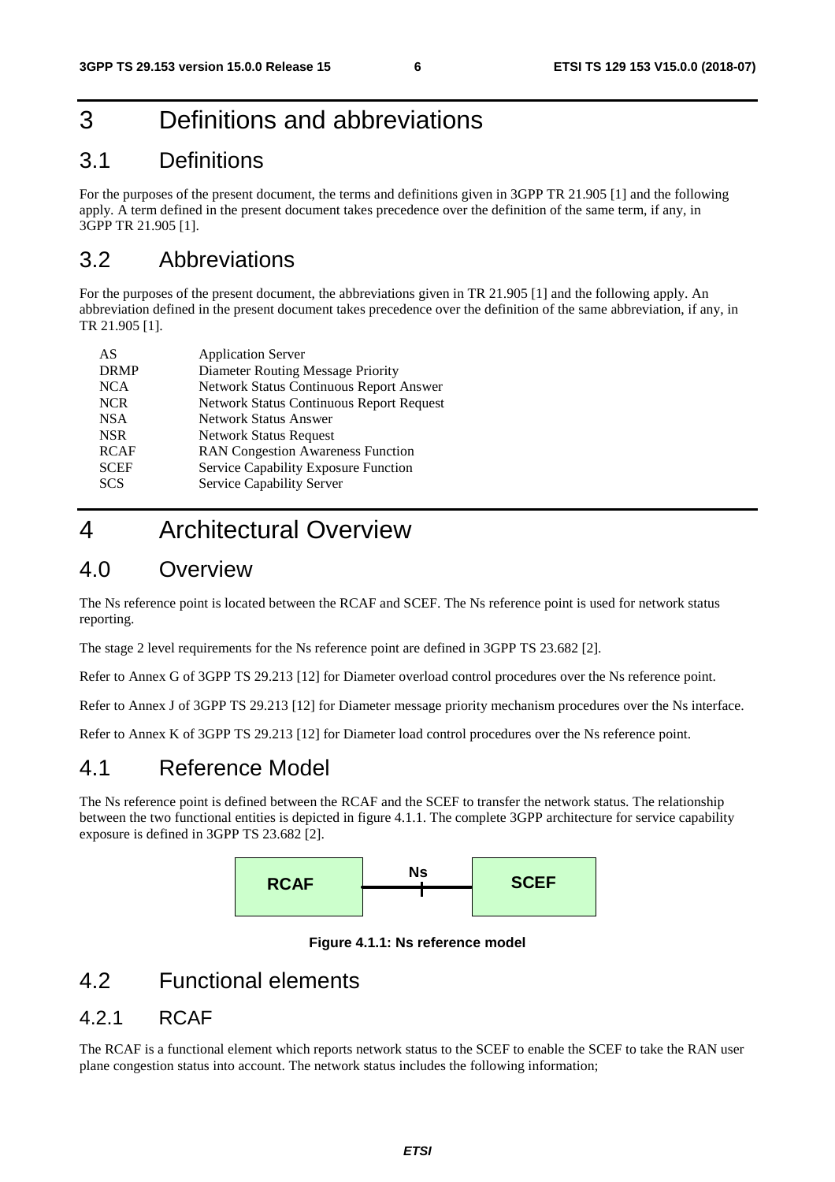# 3 Definitions and abbreviations

## 3.1 Definitions

For the purposes of the present document, the terms and definitions given in 3GPP TR 21.905 [1] and the following apply. A term defined in the present document takes precedence over the definition of the same term, if any, in 3GPP TR 21.905 [1].

## 3.2 Abbreviations

For the purposes of the present document, the abbreviations given in TR 21.905 [1] and the following apply. An abbreviation defined in the present document takes precedence over the definition of the same abbreviation, if any, in TR 21.905 [1].

| | |
|---|---|
| AS | Application Server |
| DRMP | Diameter Routing Message Priority |
| NCA | Network Status Continuous Report Answer |
| NCR | Network Status Continuous Report Request |
| NSA | Network Status Answer |
| NSR | Network Status Request |
| RCAF | RAN Congestion Awareness Function |
| SCEF | Service Capability Exposure Function |
| SCS | Service Capability Server |

# 4 Architectural Overview

## 4.0 Overview

The Ns reference point is located between the RCAF and SCEF. The Ns reference point is used for network status reporting.

The stage 2 level requirements for the Ns reference point are defined in 3GPP TS 23.682 [2].

Refer to Annex G of 3GPP TS 29.213 [12] for Diameter overload control procedures over the Ns reference point.

Refer to Annex J of 3GPP TS 29.213 [12] for Diameter message priority mechanism procedures over the Ns interface.

Refer to Annex K of 3GPP TS 29.213 [12] for Diameter load control procedures over the Ns reference point.

## 4.1 Reference Model

The Ns reference point is defined between the RCAF and the SCEF to transfer the network status. The relationship between the two functional entities is depicted in figure 4.1.1. The complete 3GPP architecture for service capability exposure is defined in 3GPP TS 23.682 [2].

RCAF —Ns— SCEF

**Figure 4.1.1: Ns reference model**

## 4.2 Functional elements

### 4.2.1 RCAF

The RCAF is a functional element which reports network status to the SCEF to enable the SCEF to take the RAN user plane congestion status into account. The network status includes the following information;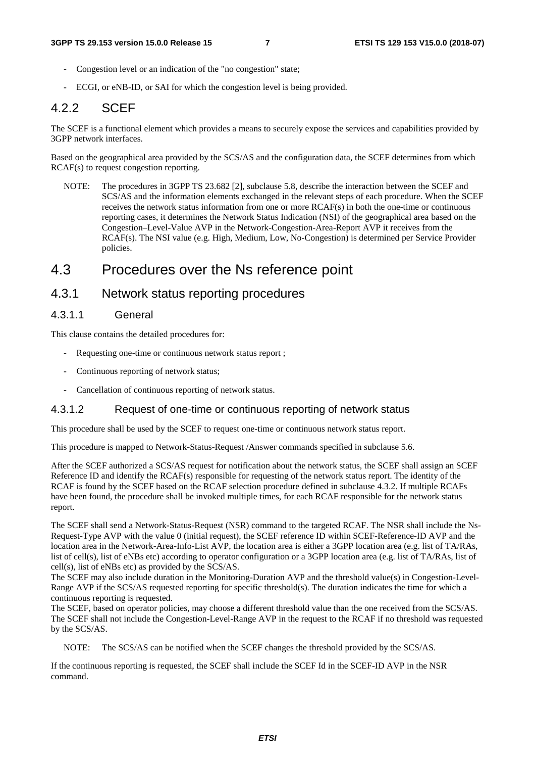- Congestion level or an indication of the "no congestion" state;
- ECGI, or eNB-ID, or SAI for which the congestion level is being provided.

### 4.2.2 SCEF

The SCEF is a functional element which provides a means to securely expose the services and capabilities provided by 3GPP network interfaces.

Based on the geographical area provided by the SCS/AS and the configuration data, the SCEF determines from which RCAF(s) to request congestion reporting.

NOTE: The procedures in 3GPP TS 23.682 [2], subclause 5.8, describe the interaction between the SCEF and SCS/AS and the information elements exchanged in the relevant steps of each procedure. When the SCEF receives the network status information from one or more RCAF(s) in both the one-time or continuous reporting cases, it determines the Network Status Indication (NSI) of the geographical area based on the Congestion–Level-Value AVP in the Network-Congestion-Area-Report AVP it receives from the RCAF(s). The NSI value (e.g. High, Medium, Low, No-Congestion) is determined per Service Provider policies.

## 4.3 Procedures over the Ns reference point

### 4.3.1 Network status reporting procedures

#### 4.3.1.1 General

This clause contains the detailed procedures for:

- Requesting one-time or continuous network status report ;
- Continuous reporting of network status;
- Cancellation of continuous reporting of network status.

#### 4.3.1.2 Request of one-time or continuous reporting of network status

This procedure shall be used by the SCEF to request one-time or continuous network status report.

This procedure is mapped to Network-Status-Request /Answer commands specified in subclause 5.6.

After the SCEF authorized a SCS/AS request for notification about the network status, the SCEF shall assign an SCEF Reference ID and identify the RCAF(s) responsible for requesting of the network status report. The identity of the RCAF is found by the SCEF based on the RCAF selection procedure defined in subclause 4.3.2. If multiple RCAFs have been found, the procedure shall be invoked multiple times, for each RCAF responsible for the network status report.

The SCEF shall send a Network-Status-Request (NSR) command to the targeted RCAF. The NSR shall include the Ns-Request-Type AVP with the value 0 (initial request), the SCEF reference ID within SCEF-Reference-ID AVP and the location area in the Network-Area-Info-List AVP, the location area is either a 3GPP location area (e.g. list of TA/RAs, list of cell(s), list of eNBs etc) according to operator configuration or a 3GPP location area (e.g. list of TA/RAs, list of cell(s), list of eNBs etc) as provided by the SCS/AS.
The SCEF may also include duration in the Monitoring-Duration AVP and the threshold value(s) in Congestion-Level-Range AVP if the SCS/AS requested reporting for specific threshold(s). The duration indicates the time for which a continuous reporting is requested.
The SCEF, based on operator policies, may choose a different threshold value than the one received from the SCS/AS. The SCEF shall not include the Congestion-Level-Range AVP in the request to the RCAF if no threshold was requested by the SCS/AS.

NOTE: The SCS/AS can be notified when the SCEF changes the threshold provided by the SCS/AS.

If the continuous reporting is requested, the SCEF shall include the SCEF Id in the SCEF-ID AVP in the NSR command.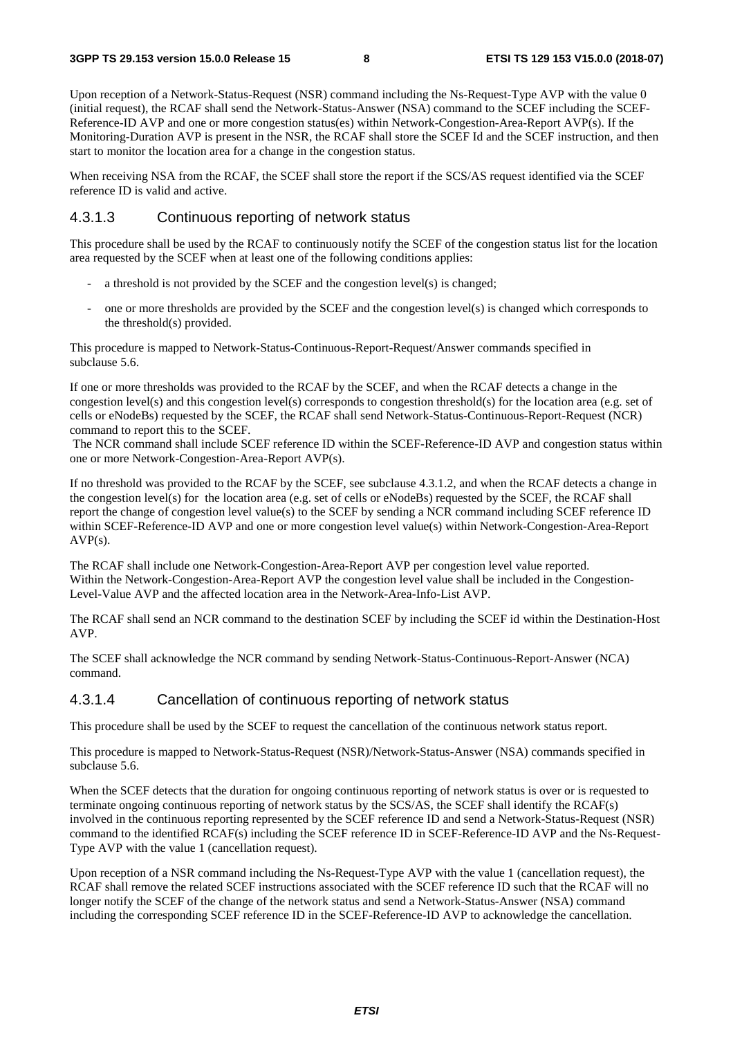Upon reception of a Network-Status-Request (NSR) command including the Ns-Request-Type AVP with the value 0 (initial request), the RCAF shall send the Network-Status-Answer (NSA) command to the SCEF including the SCEF-Reference-ID AVP and one or more congestion status(es) within Network-Congestion-Area-Report AVP(s). If the Monitoring-Duration AVP is present in the NSR, the RCAF shall store the SCEF Id and the SCEF instruction, and then start to monitor the location area for a change in the congestion status.

When receiving NSA from the RCAF, the SCEF shall store the report if the SCS/AS request identified via the SCEF reference ID is valid and active.

#### 4.3.1.3 Continuous reporting of network status

This procedure shall be used by the RCAF to continuously notify the SCEF of the congestion status list for the location area requested by the SCEF when at least one of the following conditions applies:

- a threshold is not provided by the SCEF and the congestion level(s) is changed;
- one or more thresholds are provided by the SCEF and the congestion level(s) is changed which corresponds to the threshold(s) provided.

This procedure is mapped to Network-Status-Continuous-Report-Request/Answer commands specified in subclause 5.6.

If one or more thresholds was provided to the RCAF by the SCEF, and when the RCAF detects a change in the congestion level(s) and this congestion level(s) corresponds to congestion threshold(s) for the location area (e.g. set of cells or eNodeBs) requested by the SCEF, the RCAF shall send Network-Status-Continuous-Report-Request (NCR) command to report this to the SCEF.

The NCR command shall include SCEF reference ID within the SCEF-Reference-ID AVP and congestion status within one or more Network-Congestion-Area-Report AVP(s).

If no threshold was provided to the RCAF by the SCEF, see subclause 4.3.1.2, and when the RCAF detects a change in the congestion level(s) for the location area (e.g. set of cells or eNodeBs) requested by the SCEF, the RCAF shall report the change of congestion level value(s) to the SCEF by sending a NCR command including SCEF reference ID within SCEF-Reference-ID AVP and one or more congestion level value(s) within Network-Congestion-Area-Report AVP(s).

The RCAF shall include one Network-Congestion-Area-Report AVP per congestion level value reported. Within the Network-Congestion-Area-Report AVP the congestion level value shall be included in the Congestion-Level-Value AVP and the affected location area in the Network-Area-Info-List AVP.

The RCAF shall send an NCR command to the destination SCEF by including the SCEF id within the Destination-Host AVP.

The SCEF shall acknowledge the NCR command by sending Network-Status-Continuous-Report-Answer (NCA) command.

#### 4.3.1.4 Cancellation of continuous reporting of network status

This procedure shall be used by the SCEF to request the cancellation of the continuous network status report.

This procedure is mapped to Network-Status-Request (NSR)/Network-Status-Answer (NSA) commands specified in subclause 5.6.

When the SCEF detects that the duration for ongoing continuous reporting of network status is over or is requested to terminate ongoing continuous reporting of network status by the SCS/AS, the SCEF shall identify the RCAF(s) involved in the continuous reporting represented by the SCEF reference ID and send a Network-Status-Request (NSR) command to the identified RCAF(s) including the SCEF reference ID in SCEF-Reference-ID AVP and the Ns-Request-Type AVP with the value 1 (cancellation request).

Upon reception of a NSR command including the Ns-Request-Type AVP with the value 1 (cancellation request), the RCAF shall remove the related SCEF instructions associated with the SCEF reference ID such that the RCAF will no longer notify the SCEF of the change of the network status and send a Network-Status-Answer (NSA) command including the corresponding SCEF reference ID in the SCEF-Reference-ID AVP to acknowledge the cancellation.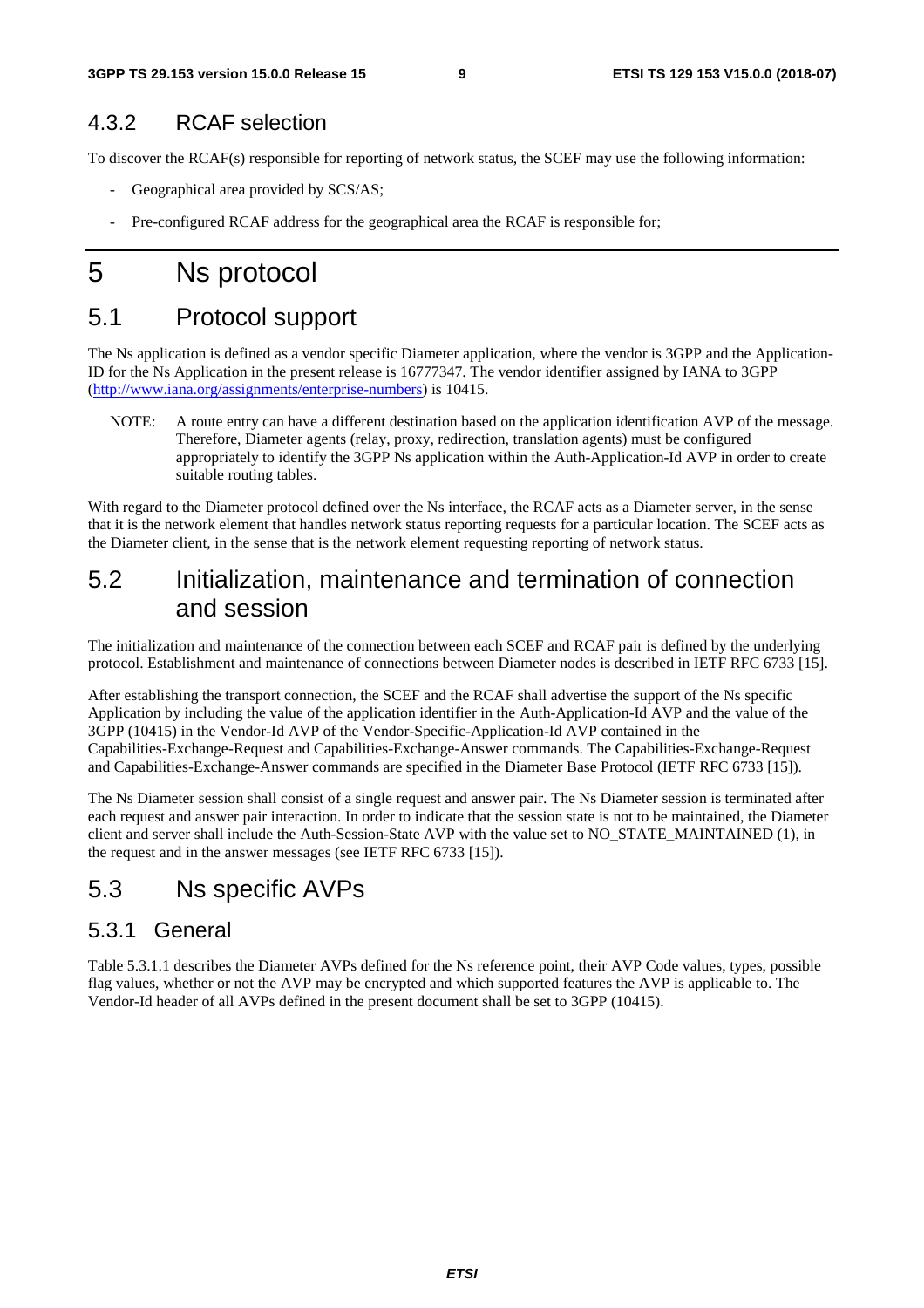### 4.3.2 RCAF selection

To discover the RCAF(s) responsible for reporting of network status, the SCEF may use the following information:

- Geographical area provided by SCS/AS;
- Pre-configured RCAF address for the geographical area the RCAF is responsible for;

# 5 Ns protocol

## 5.1 Protocol support

The Ns application is defined as a vendor specific Diameter application, where the vendor is 3GPP and the Application-ID for the Ns Application in the present release is 16777347. The vendor identifier assigned by IANA to 3GPP (http://www.iana.org/assignments/enterprise-numbers) is 10415.

NOTE: A route entry can have a different destination based on the application identification AVP of the message. Therefore, Diameter agents (relay, proxy, redirection, translation agents) must be configured appropriately to identify the 3GPP Ns application within the Auth-Application-Id AVP in order to create suitable routing tables.

With regard to the Diameter protocol defined over the Ns interface, the RCAF acts as a Diameter server, in the sense that it is the network element that handles network status reporting requests for a particular location. The SCEF acts as the Diameter client, in the sense that is the network element requesting reporting of network status.

## 5.2 Initialization, maintenance and termination of connection and session

The initialization and maintenance of the connection between each SCEF and RCAF pair is defined by the underlying protocol. Establishment and maintenance of connections between Diameter nodes is described in IETF RFC 6733 [15].

After establishing the transport connection, the SCEF and the RCAF shall advertise the support of the Ns specific Application by including the value of the application identifier in the Auth-Application-Id AVP and the value of the 3GPP (10415) in the Vendor-Id AVP of the Vendor-Specific-Application-Id AVP contained in the Capabilities-Exchange-Request and Capabilities-Exchange-Answer commands. The Capabilities-Exchange-Request and Capabilities-Exchange-Answer commands are specified in the Diameter Base Protocol (IETF RFC 6733 [15]).

The Ns Diameter session shall consist of a single request and answer pair. The Ns Diameter session is terminated after each request and answer pair interaction. In order to indicate that the session state is not to be maintained, the Diameter client and server shall include the Auth-Session-State AVP with the value set to NO_STATE_MAINTAINED (1), in the request and in the answer messages (see IETF RFC 6733 [15]).

## 5.3 Ns specific AVPs

### 5.3.1 General

Table 5.3.1.1 describes the Diameter AVPs defined for the Ns reference point, their AVP Code values, types, possible flag values, whether or not the AVP may be encrypted and which supported features the AVP is applicable to. The Vendor-Id header of all AVPs defined in the present document shall be set to 3GPP (10415).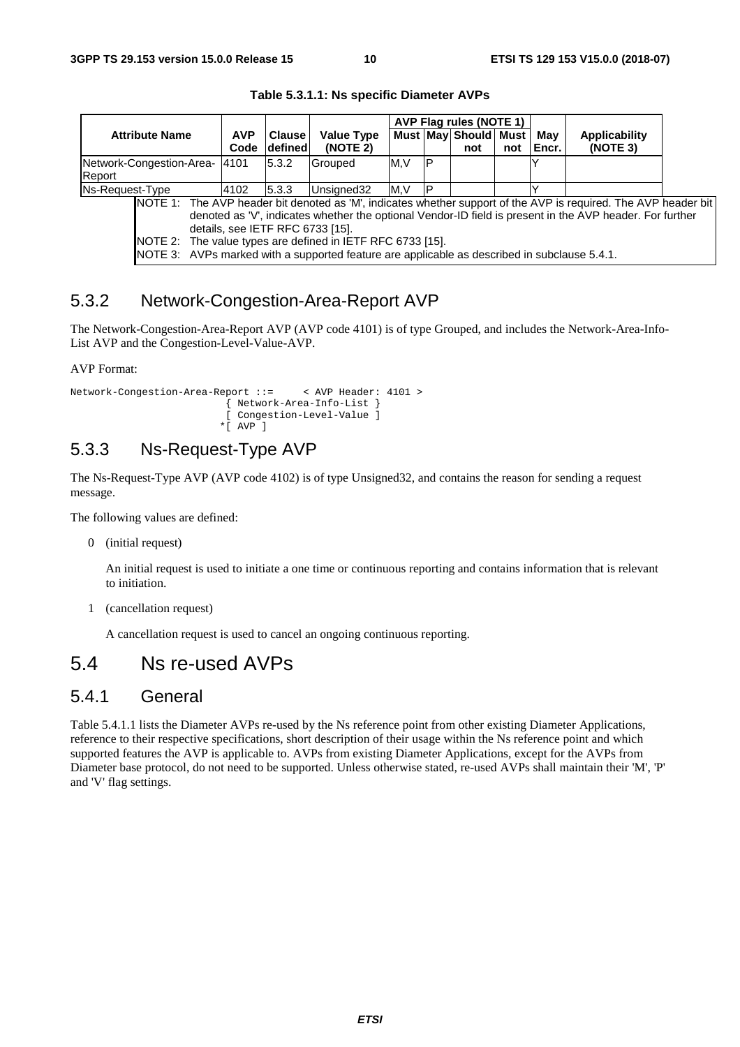**Table 5.3.1.1: Ns specific Diameter AVPs**

| Attribute Name | AVP Code | Clause defined | Value Type (NOTE 2) | AVP Flag rules (NOTE 1) | | | | May Encr. | Applicability (NOTE 3) |
|---|---|---|---|---|---|---|---|---|---|
| | | | | Must | May | Should not | Must not | | |
| Network-Congestion-Area-Report | 4101 | 5.3.2 | Grouped | M,V | P | | | Y | |
| Ns-Request-Type | 4102 | 5.3.3 | Unsigned32 | M,V | P | | | Y | |

NOTE 1: The AVP header bit denoted as 'M', indicates whether support of the AVP is required. The AVP header bit denoted as 'V', indicates whether the optional Vendor-ID field is present in the AVP header. For further details, see IETF RFC 6733 [15].

NOTE 2: The value types are defined in IETF RFC 6733 [15].

NOTE 3: AVPs marked with a supported feature are applicable as described in subclause 5.4.1.

## 5.3.2 Network-Congestion-Area-Report AVP

The Network-Congestion-Area-Report AVP (AVP code 4101) is of type Grouped, and includes the Network-Area-Info-List AVP and the Congestion-Level-Value-AVP.

AVP Format:

```
Network-Congestion-Area-Report ::=     < AVP Header: 4101 >
                          { Network-Area-Info-List }
                          [ Congestion-Level-Value ]
                         *[ AVP ]
```

## 5.3.3 Ns-Request-Type AVP

The Ns-Request-Type AVP (AVP code 4102) is of type Unsigned32, and contains the reason for sending a request message.

The following values are defined:

0 (initial request)

An initial request is used to initiate a one time or continuous reporting and contains information that is relevant to initiation.

1 (cancellation request)

A cancellation request is used to cancel an ongoing continuous reporting.

# 5.4 Ns re-used AVPs

## 5.4.1 General

Table 5.4.1.1 lists the Diameter AVPs re-used by the Ns reference point from other existing Diameter Applications, reference to their respective specifications, short description of their usage within the Ns reference point and which supported features the AVP is applicable to. AVPs from existing Diameter Applications, except for the AVPs from Diameter base protocol, do not need to be supported. Unless otherwise stated, re-used AVPs shall maintain their 'M', 'P' and 'V' flag settings.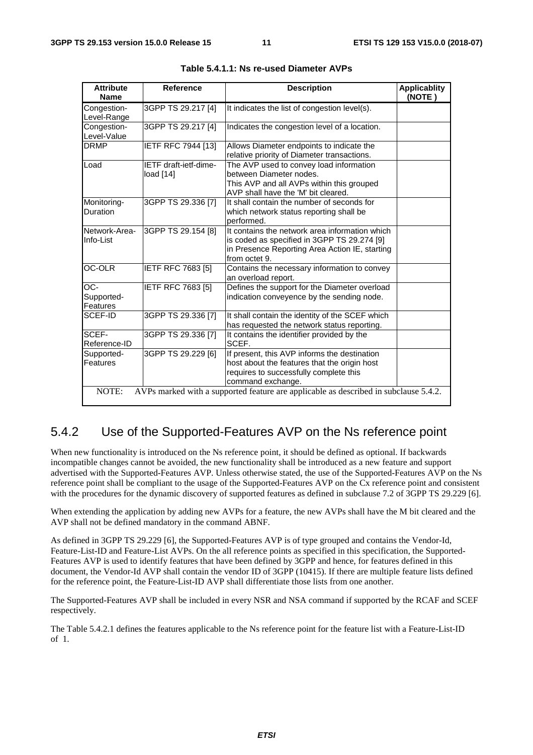**Table 5.4.1.1: Ns re-used Diameter AVPs**

| Attribute Name | Reference | Description | Applicablity (NOTE ) |
|---|---|---|---|
| Congestion-Level-Range | 3GPP TS 29.217 [4] | It indicates the list of congestion level(s). | |
| Congestion-Level-Value | 3GPP TS 29.217 [4] | Indicates the congestion level of a location. | |
| DRMP | IETF RFC 7944 [13] | Allows Diameter endpoints to indicate the relative priority of Diameter transactions. | |
| Load | IETF draft-ietf-dime-load [14] | The AVP used to convey load information between Diameter nodes. This AVP and all AVPs within this grouped AVP shall have the 'M' bit cleared. | |
| Monitoring-Duration | 3GPP TS 29.336 [7] | It shall contain the number of seconds for which network status reporting shall be performed. | |
| Network-Area-Info-List | 3GPP TS 29.154 [8] | It contains the network area information which is coded as specified in 3GPP TS 29.274 [9] in Presence Reporting Area Action IE, starting from octet 9. | |
| OC-OLR | IETF RFC 7683 [5] | Contains the necessary information to convey an overload report. | |
| OC-Supported-Features | IETF RFC 7683 [5] | Defines the support for the Diameter overload indication conveyence by the sending node. | |
| SCEF-ID | 3GPP TS 29.336 [7] | It shall contain the identity of the SCEF which has requested the network status reporting. | |
| SCEF-Reference-ID | 3GPP TS 29.336 [7] | It contains the identifier provided by the SCEF. | |
| Supported-Features | 3GPP TS 29.229 [6] | If present, this AVP informs the destination host about the features that the origin host requires to successfully complete this command exchange. | |
| NOTE: AVPs marked with a supported feature are applicable as described in subclause 5.4.2. | | | |

## 5.4.2 Use of the Supported-Features AVP on the Ns reference point

When new functionality is introduced on the Ns reference point, it should be defined as optional. If backwards incompatible changes cannot be avoided, the new functionality shall be introduced as a new feature and support advertised with the Supported-Features AVP. Unless otherwise stated, the use of the Supported-Features AVP on the Ns reference point shall be compliant to the usage of the Supported-Features AVP on the Cx reference point and consistent with the procedures for the dynamic discovery of supported features as defined in subclause 7.2 of 3GPP TS 29.229 [6].

When extending the application by adding new AVPs for a feature, the new AVPs shall have the M bit cleared and the AVP shall not be defined mandatory in the command ABNF.

As defined in 3GPP TS 29.229 [6], the Supported-Features AVP is of type grouped and contains the Vendor-Id, Feature-List-ID and Feature-List AVPs. On the all reference points as specified in this specification, the Supported-Features AVP is used to identify features that have been defined by 3GPP and hence, for features defined in this document, the Vendor-Id AVP shall contain the vendor ID of 3GPP (10415). If there are multiple feature lists defined for the reference point, the Feature-List-ID AVP shall differentiate those lists from one another.

The Supported-Features AVP shall be included in every NSR and NSA command if supported by the RCAF and SCEF respectively.

The Table 5.4.2.1 defines the features applicable to the Ns reference point for the feature list with a Feature-List-ID of 1.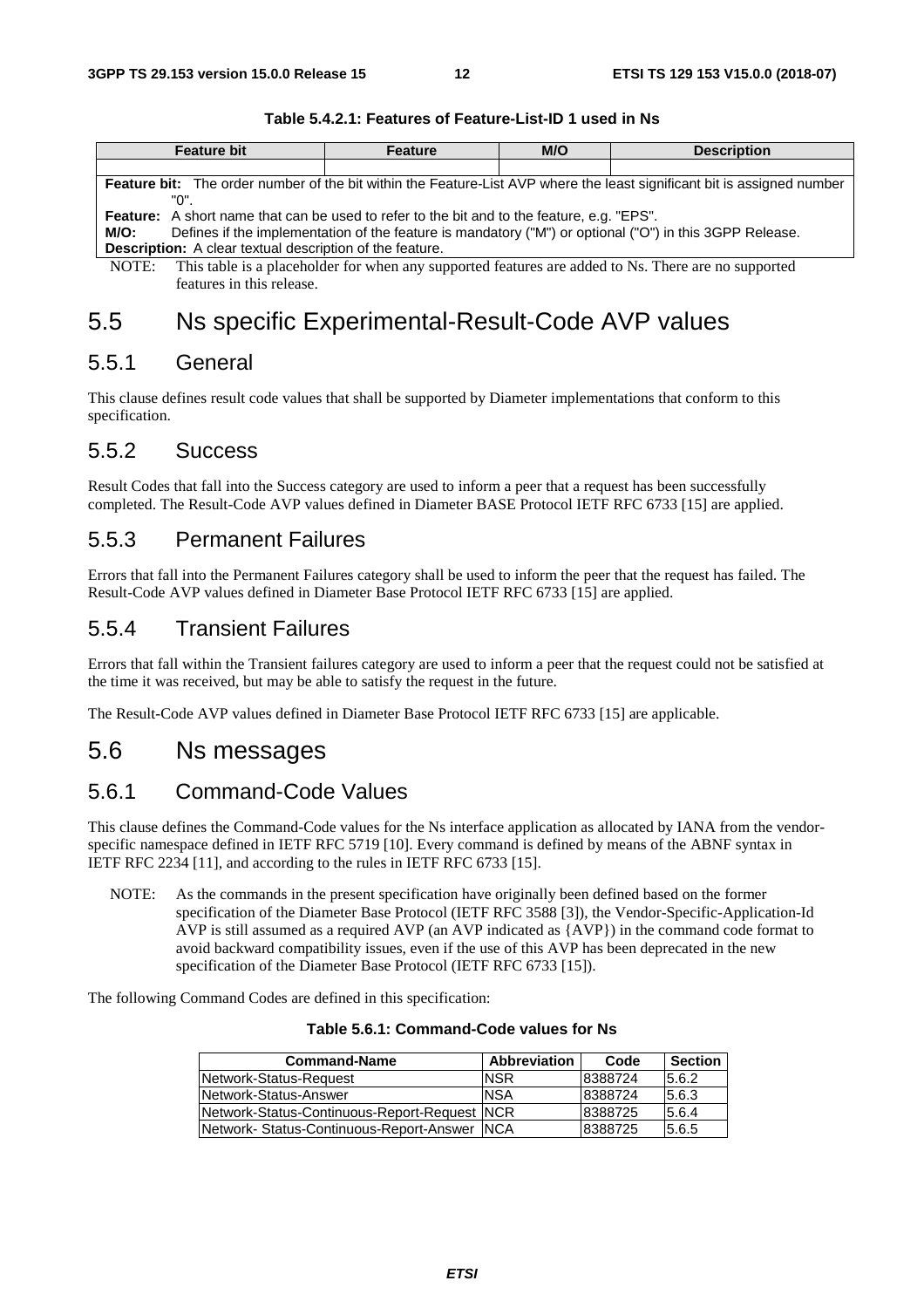**Table 5.4.2.1: Features of Feature-List-ID 1 used in Ns**

| Feature bit | Feature | M/O | Description |
|---|---|---|---|
| | | | |
| **Feature bit:** The order number of the bit within the Feature-List AVP where the least significant bit is assigned number "0".<br>**Feature:** A short name that can be used to refer to the bit and to the feature, e.g. "EPS".<br>**M/O:** Defines if the implementation of the feature is mandatory ("M") or optional ("O") in this 3GPP Release.<br>**Description:** A clear textual description of the feature. | | | |

NOTE: This table is a placeholder for when any supported features are added to Ns. There are no supported features in this release.

# 5.5 Ns specific Experimental-Result-Code AVP values

## 5.5.1 General

This clause defines result code values that shall be supported by Diameter implementations that conform to this specification.

## 5.5.2 Success

Result Codes that fall into the Success category are used to inform a peer that a request has been successfully completed. The Result-Code AVP values defined in Diameter BASE Protocol IETF RFC 6733 [15] are applied.

## 5.5.3 Permanent Failures

Errors that fall into the Permanent Failures category shall be used to inform the peer that the request has failed. The Result-Code AVP values defined in Diameter Base Protocol IETF RFC 6733 [15] are applied.

## 5.5.4 Transient Failures

Errors that fall within the Transient failures category are used to inform a peer that the request could not be satisfied at the time it was received, but may be able to satisfy the request in the future.

The Result-Code AVP values defined in Diameter Base Protocol IETF RFC 6733 [15] are applicable.

# 5.6 Ns messages

## 5.6.1 Command-Code Values

This clause defines the Command-Code values for the Ns interface application as allocated by IANA from the vendor-specific namespace defined in IETF RFC 5719 [10]. Every command is defined by means of the ABNF syntax in IETF RFC 2234 [11], and according to the rules in IETF RFC 6733 [15].

NOTE: As the commands in the present specification have originally been defined based on the former specification of the Diameter Base Protocol (IETF RFC 3588 [3]), the Vendor-Specific-Application-Id AVP is still assumed as a required AVP (an AVP indicated as {AVP}) in the command code format to avoid backward compatibility issues, even if the use of this AVP has been deprecated in the new specification of the Diameter Base Protocol (IETF RFC 6733 [15]).

The following Command Codes are defined in this specification:

**Table 5.6.1: Command-Code values for Ns**

| Command-Name | Abbreviation | Code | Section |
|---|---|---|---|
| Network-Status-Request | NSR | 8388724 | 5.6.2 |
| Network-Status-Answer | NSA | 8388724 | 5.6.3 |
| Network-Status-Continuous-Report-Request | NCR | 8388725 | 5.6.4 |
| Network- Status-Continuous-Report-Answer | NCA | 8388725 | 5.6.5 |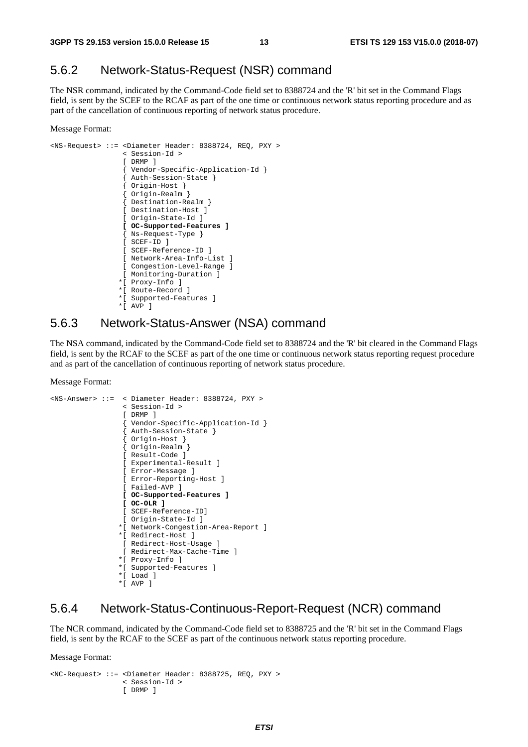### 5.6.2 Network-Status-Request (NSR) command

The NSR command, indicated by the Command-Code field set to 8388724 and the 'R' bit set in the Command Flags field, is sent by the SCEF to the RCAF as part of the one time or continuous network status reporting procedure and as part of the cancellation of continuous reporting of network status procedure.

Message Format:

```
<NS-Request> ::= <Diameter Header: 8388724, REQ, PXY >
                 < Session-Id >
                 [ DRMP ]
                 { Vendor-Specific-Application-Id }
                 { Auth-Session-State }
                 { Origin-Host }
                 { Origin-Realm }
                 { Destination-Realm }
                 [ Destination-Host ]
                 [ Origin-State-Id ]
                 [ OC-Supported-Features ]
                 { Ns-Request-Type }
                 [ SCEF-ID ]
                 [ SCEF-Reference-ID ]
                 [ Network-Area-Info-List ]
                 [ Congestion-Level-Range ]
                 [ Monitoring-Duration ]
                *[ Proxy-Info ]
                *[ Route-Record ]
                *[ Supported-Features ]
                *[ AVP ]
```

### 5.6.3 Network-Status-Answer (NSA) command

The NSA command, indicated by the Command-Code field set to 8388724 and the 'R' bit cleared in the Command Flags field, is sent by the RCAF to the SCEF as part of the one time or continuous network status reporting request procedure and as part of the cancellation of continuous reporting of network status procedure.

Message Format:

```
<NS-Answer> ::=  < Diameter Header: 8388724, PXY >
                 < Session-Id >
                 [ DRMP ]
                 { Vendor-Specific-Application-Id }
                 { Auth-Session-State }
                 { Origin-Host }
                 { Origin-Realm }
                 [ Result-Code ]
                 [ Experimental-Result ]
                 [ Error-Message ]
                 [ Error-Reporting-Host ]
                 [ Failed-AVP ]
                 [ OC-Supported-Features ]
                 [ OC-OLR ]
                 [ SCEF-Reference-ID]
                 [ Origin-State-Id ]
                *[ Network-Congestion-Area-Report ]
                *[ Redirect-Host ]
                 [ Redirect-Host-Usage ]
                 [ Redirect-Max-Cache-Time ]
                *[ Proxy-Info ]
                *[ Supported-Features ]
                *[ Load ]
                *[ AVP ]
```

### 5.6.4 Network-Status-Continuous-Report-Request (NCR) command

The NCR command, indicated by the Command-Code field set to 8388725 and the 'R' bit set in the Command Flags field, is sent by the RCAF to the SCEF as part of the continuous network status reporting procedure.

Message Format:

```
<NC-Request> ::= <Diameter Header: 8388725, REQ, PXY >
                 < Session-Id >
                 [ DRMP ]
```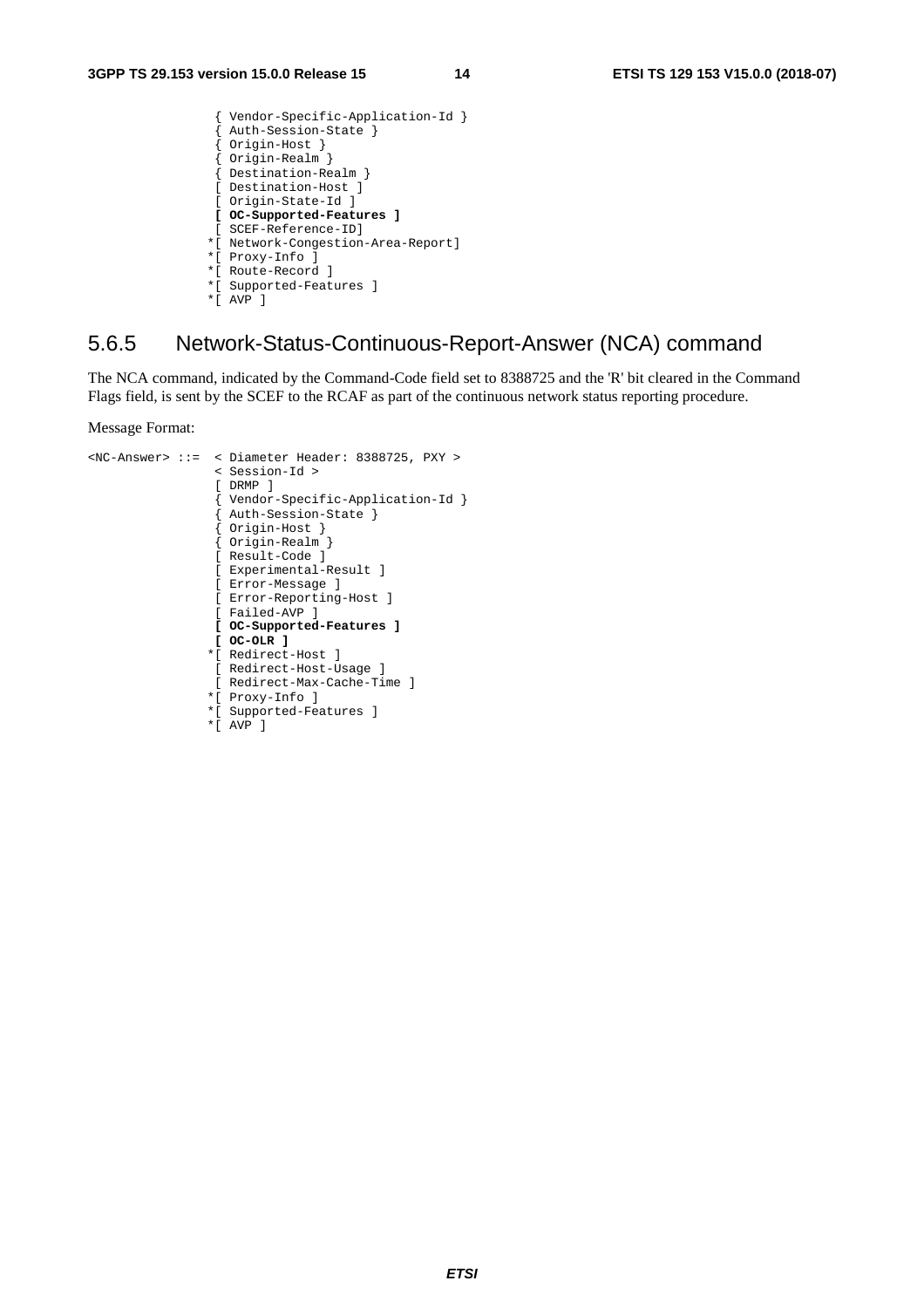```
                 { Vendor-Specific-Application-Id }
                 { Auth-Session-State }
                 { Origin-Host }
                 { Origin-Realm }
                 { Destination-Realm }
                 [ Destination-Host ]
                 [ Origin-State-Id ]
                 [ OC-Supported-Features ]
                 [ SCEF-Reference-ID]
                *[ Network-Congestion-Area-Report]
                *[ Proxy-Info ]
                *[ Route-Record ]
                *[ Supported-Features ]
                *[ AVP ]
```

### 5.6.5 Network-Status-Continuous-Report-Answer (NCA) command

The NCA command, indicated by the Command-Code field set to 8388725 and the 'R' bit cleared in the Command Flags field, is sent by the SCEF to the RCAF as part of the continuous network status reporting procedure.

Message Format:

```
<NC-Answer> ::=  < Diameter Header: 8388725, PXY >
                 < Session-Id >
                 [ DRMP ]
                 { Vendor-Specific-Application-Id }
                 { Auth-Session-State }
                 { Origin-Host }
                 { Origin-Realm }
                 [ Result-Code ]
                 [ Experimental-Result ]
                 [ Error-Message ]
                 [ Error-Reporting-Host ]
                 [ Failed-AVP ]
                 [ OC-Supported-Features ]
                 [ OC-OLR ]
                *[ Redirect-Host ]
                 [ Redirect-Host-Usage ]
                 [ Redirect-Max-Cache-Time ]
                *[ Proxy-Info ]
                *[ Supported-Features ]
                *[ AVP ]
```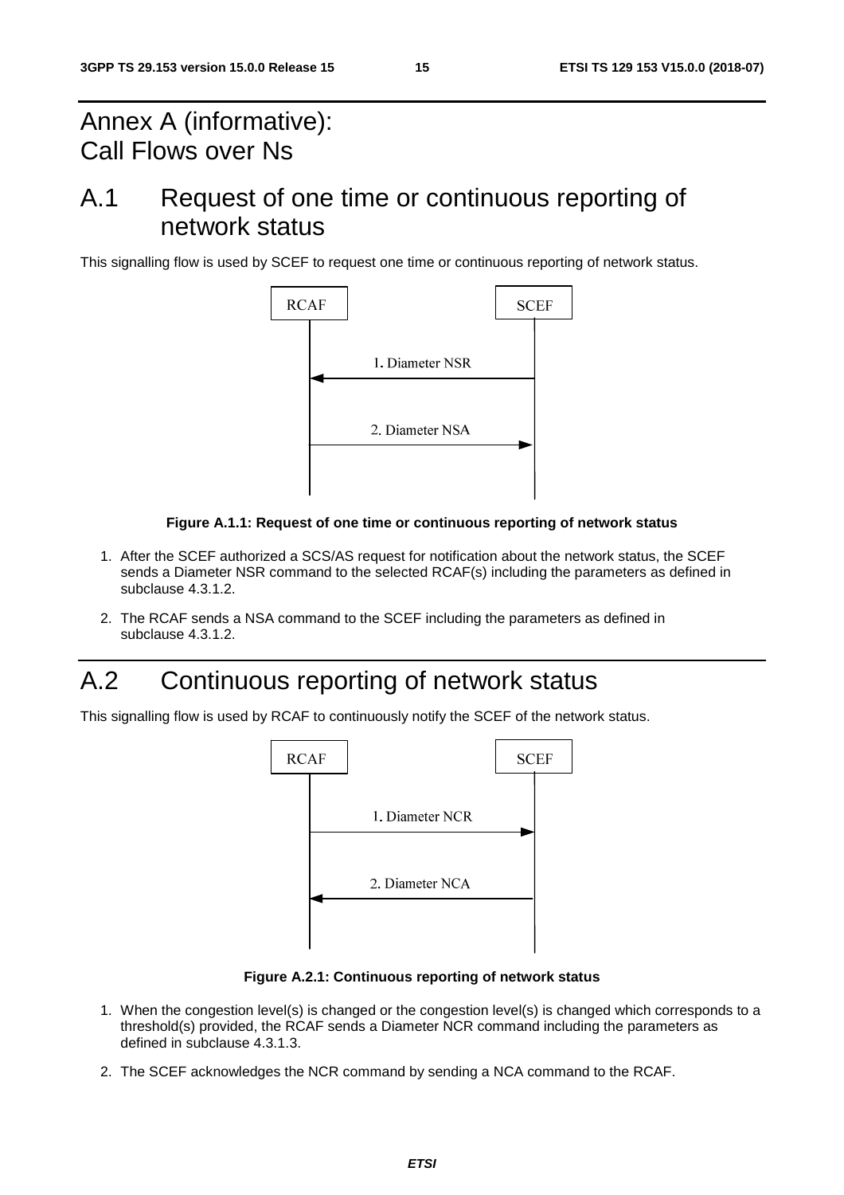# Annex A (informative): Call Flows over Ns

## A.1 Request of one time or continuous reporting of network status

This signalling flow is used by SCEF to request one time or continuous reporting of network status.

**Figure A.1.1: Request of one time or continuous reporting of network status**

1. After the SCEF authorized a SCS/AS request for notification about the network status, the SCEF sends a Diameter NSR command to the selected RCAF(s) including the parameters as defined in subclause 4.3.1.2.
2. The RCAF sends a NSA command to the SCEF including the parameters as defined in subclause 4.3.1.2.

## A.2 Continuous reporting of network status

This signalling flow is used by RCAF to continuously notify the SCEF of the network status.

**Figure A.2.1: Continuous reporting of network status**

1. When the congestion level(s) is changed or the congestion level(s) is changed which corresponds to a threshold(s) provided, the RCAF sends a Diameter NCR command including the parameters as defined in subclause 4.3.1.3.
2. The SCEF acknowledges the NCR command by sending a NCA command to the RCAF.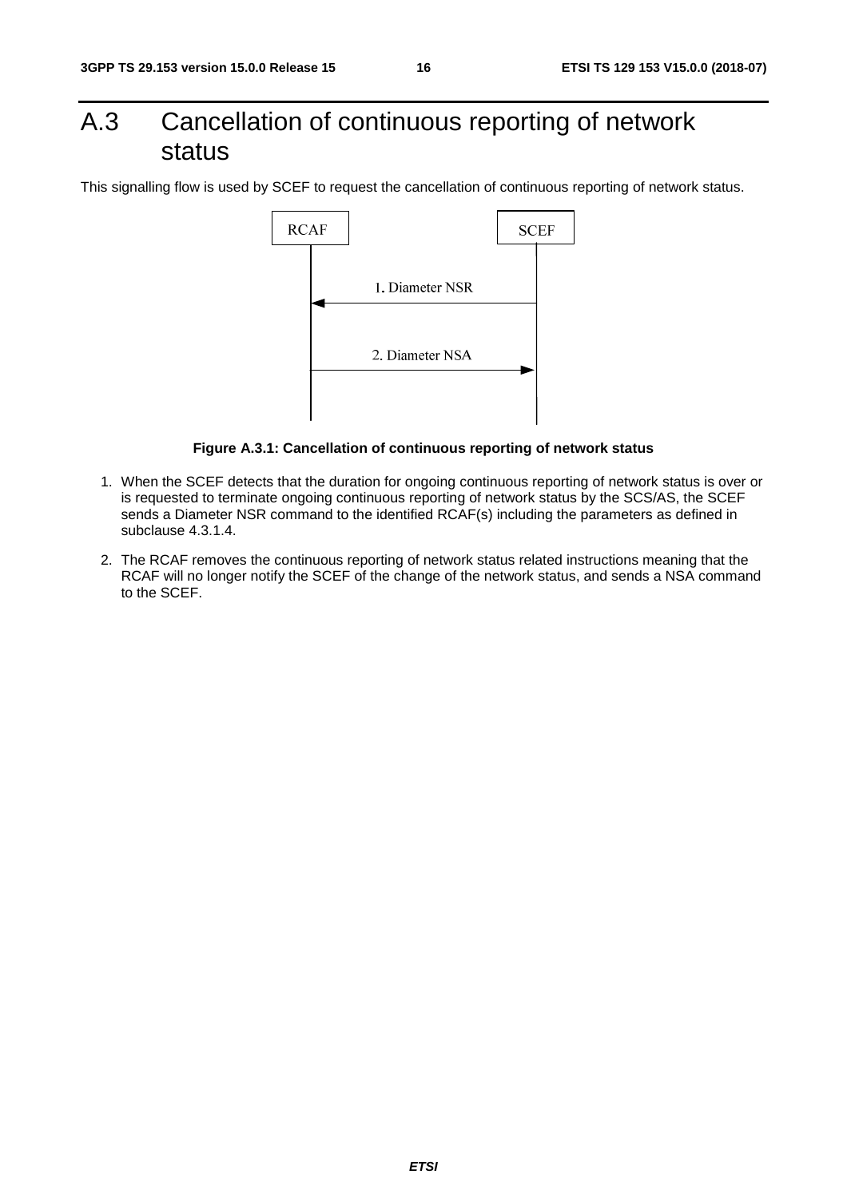# A.3 Cancellation of continuous reporting of network status

This signalling flow is used by SCEF to request the cancellation of continuous reporting of network status.

**Figure A.3.1: Cancellation of continuous reporting of network status**

1. When the SCEF detects that the duration for ongoing continuous reporting of network status is over or is requested to terminate ongoing continuous reporting of network status by the SCS/AS, the SCEF sends a Diameter NSR command to the identified RCAF(s) including the parameters as defined in subclause 4.3.1.4.

2. The RCAF removes the continuous reporting of network status related instructions meaning that the RCAF will no longer notify the SCEF of the change of the network status, and sends a NSA command to the SCEF.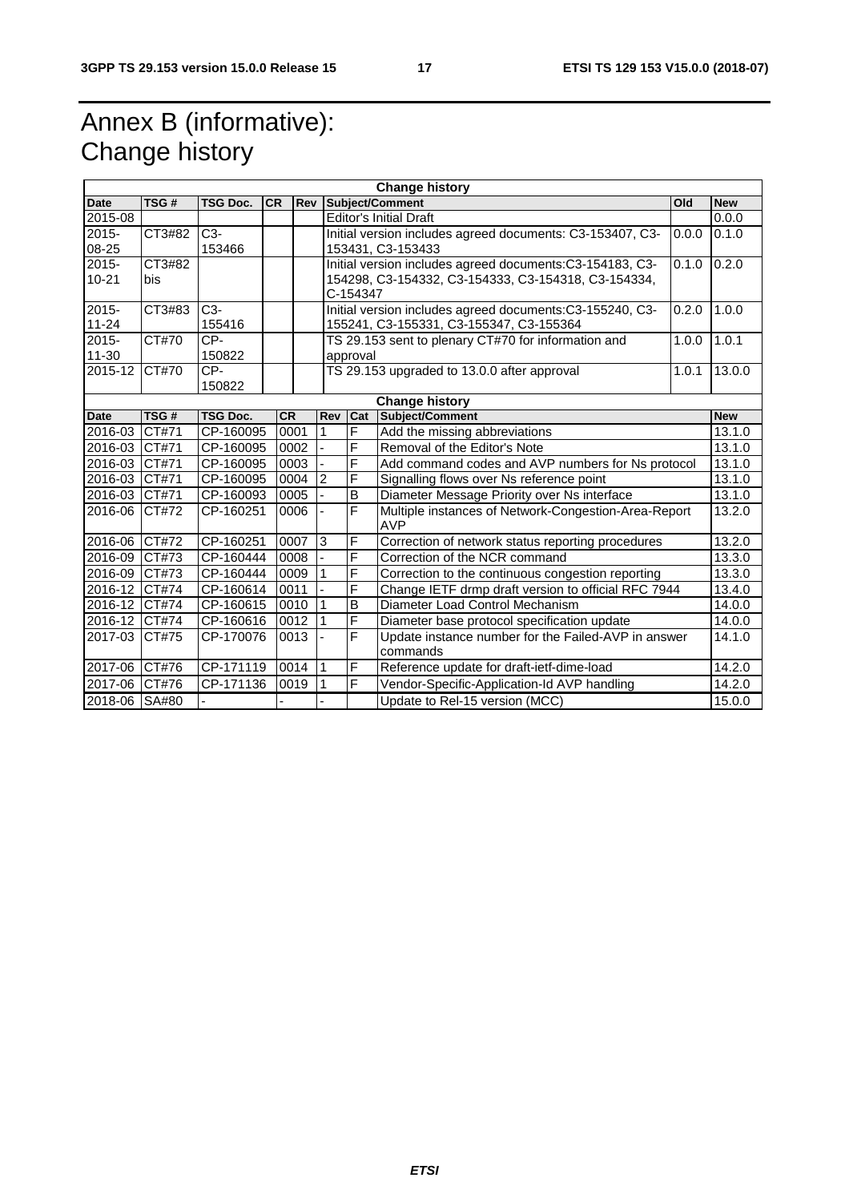# Annex B (informative): Change history

| Change history | | | | | | | |
|---|---|---|---|---|---|---|---|
| **Date** | **TSG #** | **TSG Doc.** | **CR** | **Rev** | **Subject/Comment** | **Old** | **New** |
| 2015-08 | | | | | Editor's Initial Draft | | 0.0.0 |
| 2015-08-25 | CT3#82 | C3-153466 | | | Initial version includes agreed documents: C3-153407, C3-153431, C3-153433 | 0.0.0 | 0.1.0 |
| 2015-10-21 | CT3#82 bis | | | | Initial version includes agreed documents:C3-154183, C3-154298, C3-154332, C3-154333, C3-154318, C3-154334, C-154347 | 0.1.0 | 0.2.0 |
| 2015-11-24 | CT3#83 | C3-155416 | | | Initial version includes agreed documents:C3-155240, C3-155241, C3-155331, C3-155347, C3-155364 | 0.2.0 | 1.0.0 |
| 2015-11-30 | CT#70 | CP-150822 | | | TS 29.153 sent to plenary CT#70 for information and approval | 1.0.0 | 1.0.1 |
| 2015-12 | CT#70 | CP-150822 | | | TS 29.153 upgraded to 13.0.0 after approval | 1.0.1 | 13.0.0 |

| Change history | | | | | | | |
|---|---|---|---|---|---|---|---|
| **Date** | **TSG #** | **TSG Doc.** | **CR** | **Rev** | **Cat** | **Subject/Comment** | **New** |
| 2016-03 | CT#71 | CP-160095 | 0001 | 1 | F | Add the missing abbreviations | 13.1.0 |
| 2016-03 | CT#71 | CP-160095 | 0002 | - | F | Removal of the Editor's Note | 13.1.0 |
| 2016-03 | CT#71 | CP-160095 | 0003 | - | F | Add command codes and AVP numbers for Ns protocol | 13.1.0 |
| 2016-03 | CT#71 | CP-160095 | 0004 | 2 | F | Signalling flows over Ns reference point | 13.1.0 |
| 2016-03 | CT#71 | CP-160093 | 0005 | - | B | Diameter Message Priority over Ns interface | 13.1.0 |
| 2016-06 | CT#72 | CP-160251 | 0006 | - | F | Multiple instances of Network-Congestion-Area-Report AVP | 13.2.0 |
| 2016-06 | CT#72 | CP-160251 | 0007 | 3 | F | Correction of network status reporting procedures | 13.2.0 |
| 2016-09 | CT#73 | CP-160444 | 0008 | - | F | Correction of the NCR command | 13.3.0 |
| 2016-09 | CT#73 | CP-160444 | 0009 | 1 | F | Correction to the continuous congestion reporting | 13.3.0 |
| 2016-12 | CT#74 | CP-160614 | 0011 | - | F | Change IETF drmp draft version to official RFC 7944 | 13.4.0 |
| 2016-12 | CT#74 | CP-160615 | 0010 | 1 | B | Diameter Load Control Mechanism | 14.0.0 |
| 2016-12 | CT#74 | CP-160616 | 0012 | 1 | F | Diameter base protocol specification update | 14.0.0 |
| 2017-03 | CT#75 | CP-170076 | 0013 | - | F | Update instance number for the Failed-AVP in answer commands | 14.1.0 |
| 2017-06 | CT#76 | CP-171119 | 0014 | 1 | F | Reference update for draft-ietf-dime-load | 14.2.0 |
| 2017-06 | CT#76 | CP-171136 | 0019 | 1 | F | Vendor-Specific-Application-Id AVP handling | 14.2.0 |
| 2018-06 | SA#80 | - | - | - | | Update to Rel-15 version (MCC) | 15.0.0 |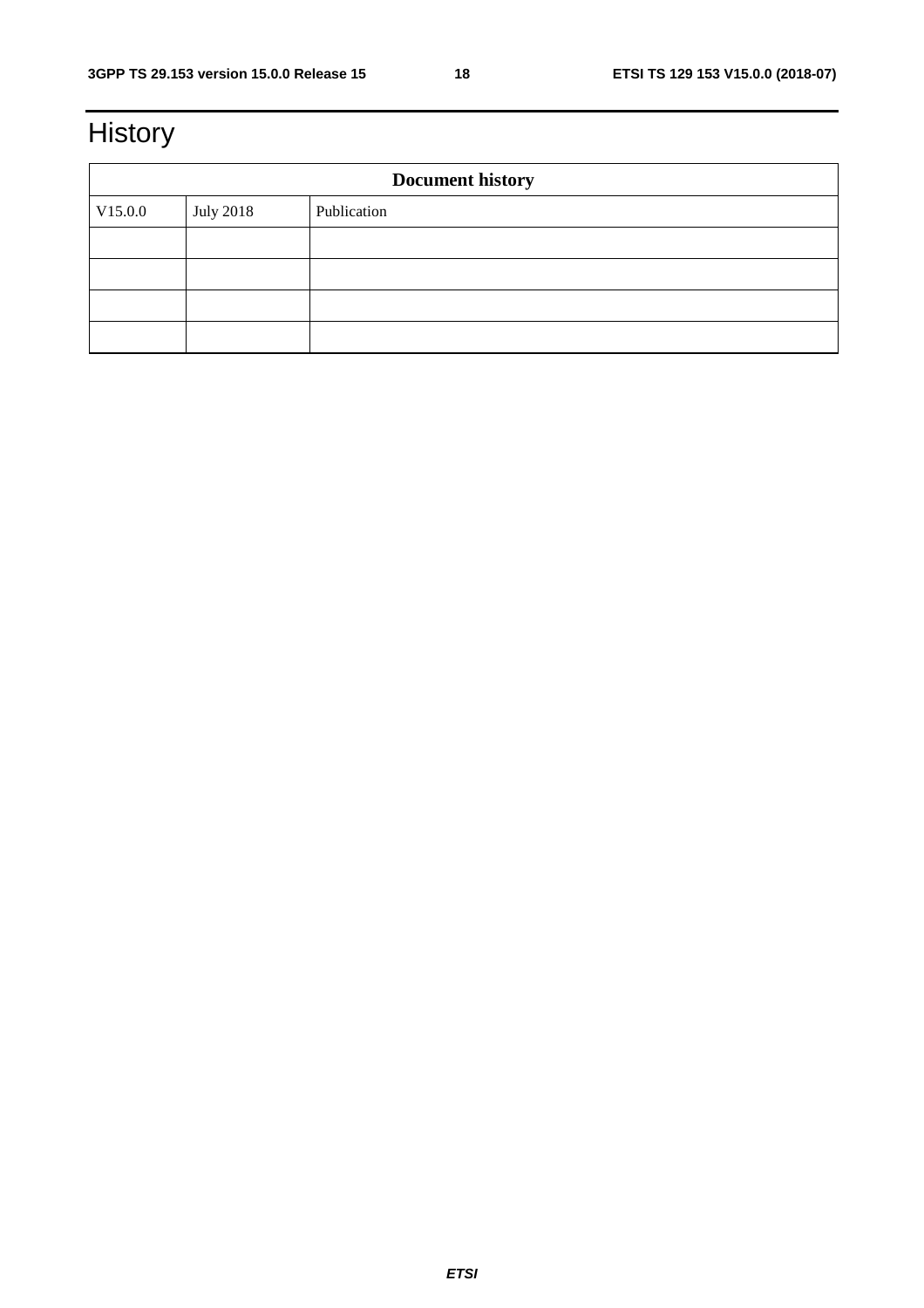# History

| Document history | | |
|---|---|---|
| V15.0.0 | July 2018 | Publication |
| | | |
| | | |
| | | |
| | | |